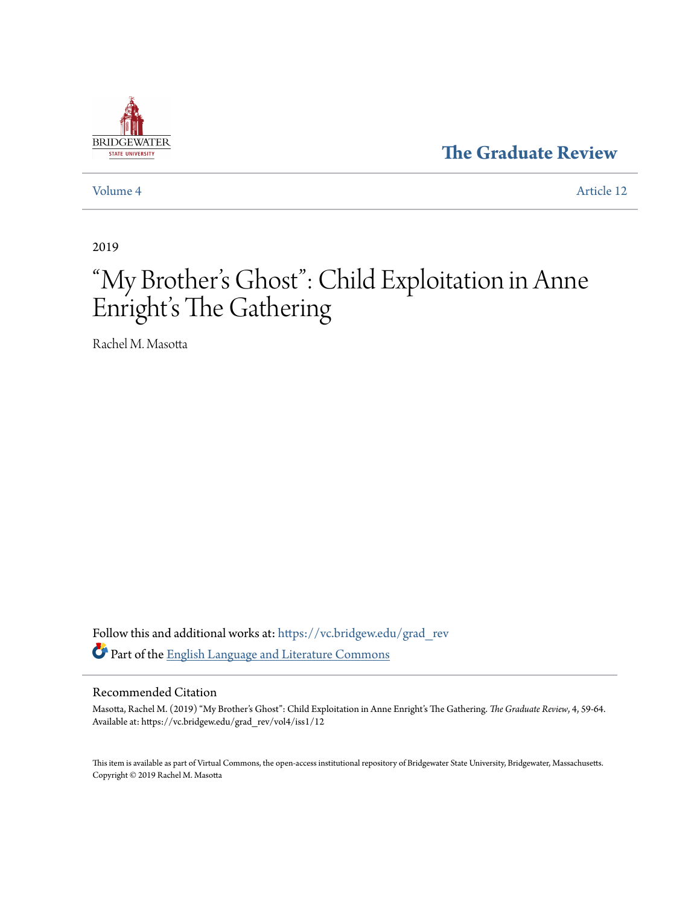The Graduate Review

Volume 4 | Article 12

2019

# "My Brother's Ghost": Child Exploitation in Anne Enright's The Gathering

Rachel M. Masotta

Follow this and additional works at: https://vc.bridgew.edu/grad_rev

Part of the English Language and Literature Commons

## Recommended Citation

Masotta, Rachel M. (2019) "My Brother's Ghost": Child Exploitation in Anne Enright's The Gathering. *The Graduate Review*, 4, 59-64.
Available at: https://vc.bridgew.edu/grad_rev/vol4/iss1/12

This item is available as part of Virtual Commons, the open-access institutional repository of Bridgewater State University, Bridgewater, Massachusetts.
Copyright © 2019 Rachel M. Masotta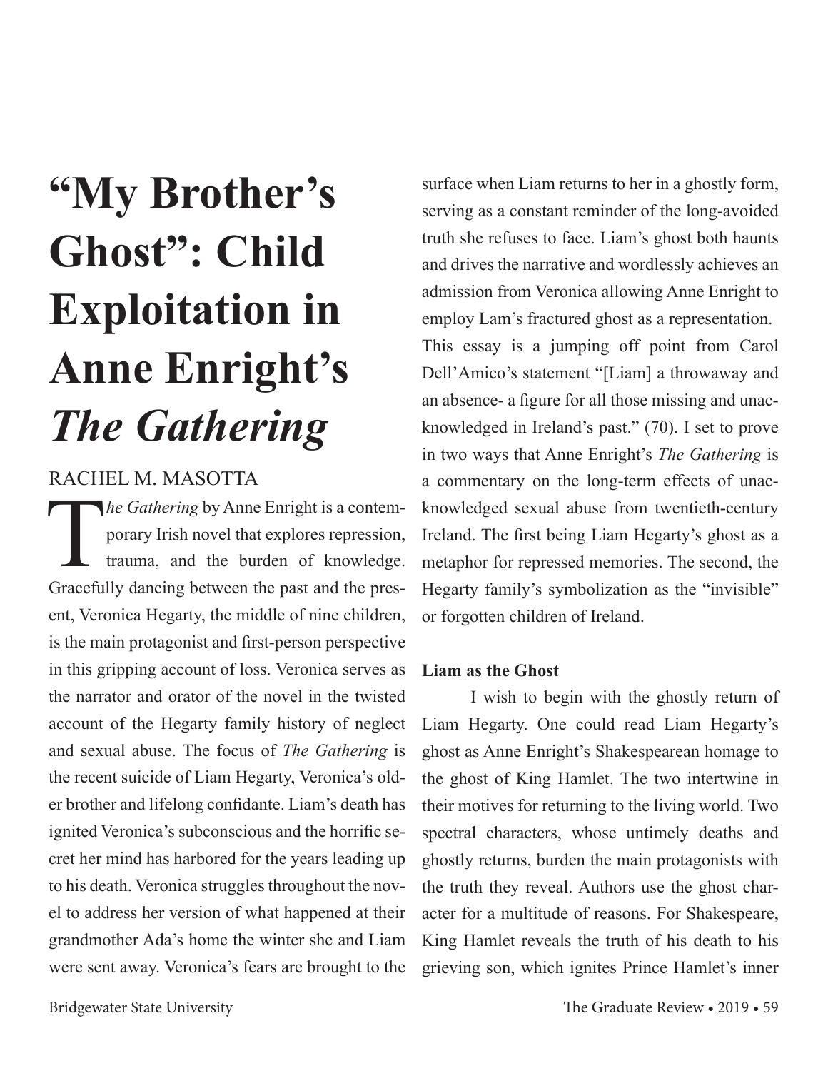# "My Brother's Ghost": Child Exploitation in Anne Enright's *The Gathering*

RACHEL M. MASOTTA

*The Gathering* by Anne Enright is a contemporary Irish novel that explores repression, trauma, and the burden of knowledge. Gracefully dancing between the past and the present, Veronica Hegarty, the middle of nine children, is the main protagonist and first-person perspective in this gripping account of loss. Veronica serves as the narrator and orator of the novel in the twisted account of the Hegarty family history of neglect and sexual abuse. The focus of *The Gathering* is the recent suicide of Liam Hegarty, Veronica's older brother and lifelong confidante. Liam's death has ignited Veronica's subconscious and the horrific secret her mind has harbored for the years leading up to his death. Veronica struggles throughout the novel to address her version of what happened at their grandmother Ada's home the winter she and Liam were sent away. Veronica's fears are brought to the surface when Liam returns to her in a ghostly form, serving as a constant reminder of the long-avoided truth she refuses to face. Liam's ghost both haunts and drives the narrative and wordlessly achieves an admission from Veronica allowing Anne Enright to employ Lam's fractured ghost as a representation. This essay is a jumping off point from Carol Dell'Amico's statement "[Liam] a throwaway and an absence- a figure for all those missing and unacknowledged in Ireland's past." (70). I set to prove in two ways that Anne Enright's *The Gathering* is a commentary on the long-term effects of unacknowledged sexual abuse from twentieth-century Ireland. The first being Liam Hegarty's ghost as a metaphor for repressed memories. The second, the Hegarty family's symbolization as the "invisible" or forgotten children of Ireland.

**Liam as the Ghost**

I wish to begin with the ghostly return of Liam Hegarty. One could read Liam Hegarty's ghost as Anne Enright's Shakespearean homage to the ghost of King Hamlet. The two intertwine in their motives for returning to the living world. Two spectral characters, whose untimely deaths and ghostly returns, burden the main protagonists with the truth they reveal. Authors use the ghost character for a multitude of reasons. For Shakespeare, King Hamlet reveals the truth of his death to his grieving son, which ignites Prince Hamlet's inner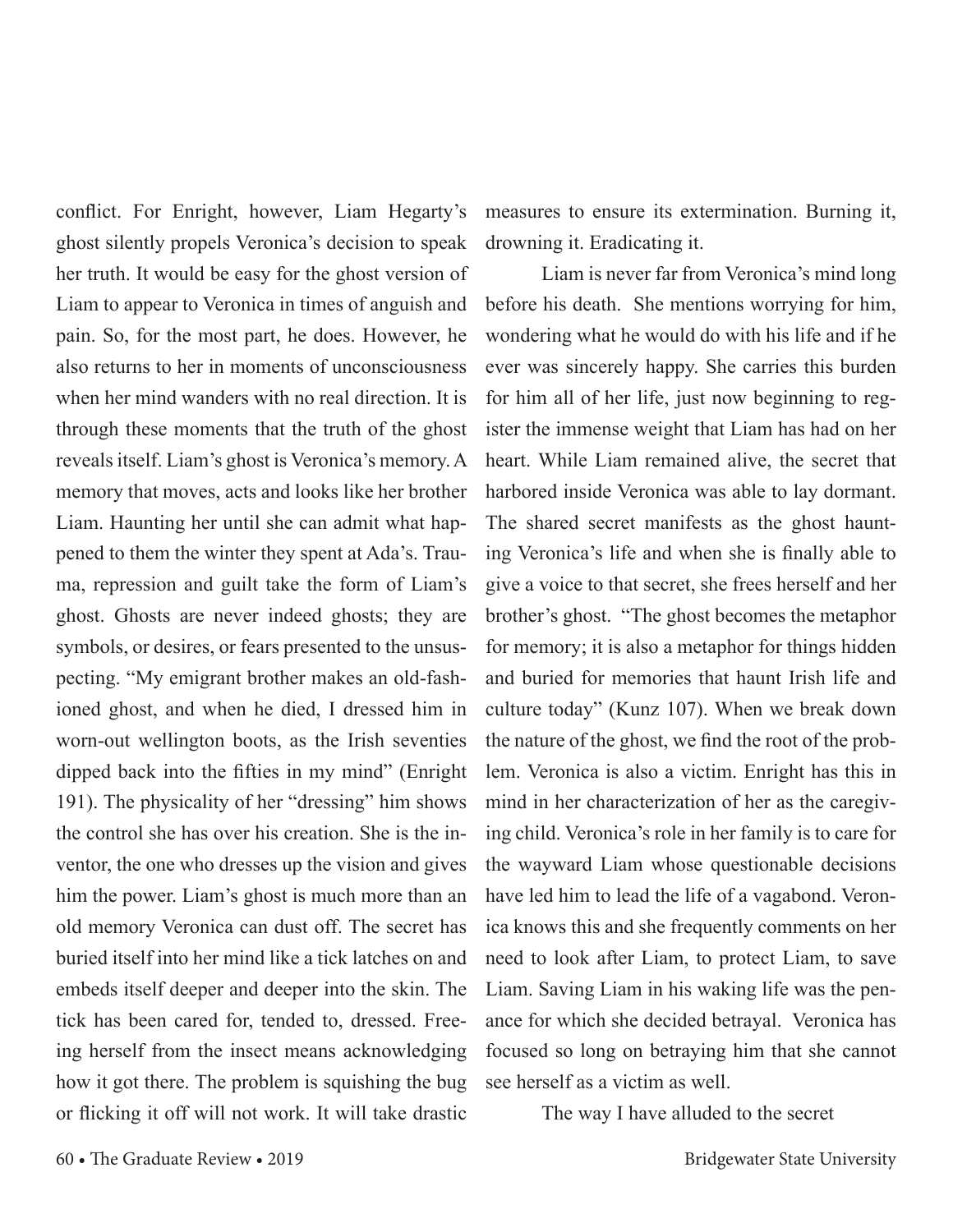conflict. For Enright, however, Liam Hegarty's ghost silently propels Veronica's decision to speak her truth. It would be easy for the ghost version of Liam to appear to Veronica in times of anguish and pain. So, for the most part, he does. However, he also returns to her in moments of unconsciousness when her mind wanders with no real direction. It is through these moments that the truth of the ghost reveals itself. Liam's ghost is Veronica's memory. A memory that moves, acts and looks like her brother Liam. Haunting her until she can admit what happened to them the winter they spent at Ada's. Trauma, repression and guilt take the form of Liam's ghost. Ghosts are never indeed ghosts; they are symbols, or desires, or fears presented to the unsuspecting. "My emigrant brother makes an old-fashioned ghost, and when he died, I dressed him in worn-out wellington boots, as the Irish seventies dipped back into the fifties in my mind" (Enright 191). The physicality of her "dressing" him shows the control she has over his creation. She is the inventor, the one who dresses up the vision and gives him the power. Liam's ghost is much more than an old memory Veronica can dust off. The secret has buried itself into her mind like a tick latches on and embeds itself deeper and deeper into the skin. The tick has been cared for, tended to, dressed. Freeing herself from the insect means acknowledging how it got there. The problem is squishing the bug or flicking it off will not work. It will take drastic measures to ensure its extermination. Burning it, drowning it. Eradicating it.

Liam is never far from Veronica's mind long before his death. She mentions worrying for him, wondering what he would do with his life and if he ever was sincerely happy. She carries this burden for him all of her life, just now beginning to register the immense weight that Liam has had on her heart. While Liam remained alive, the secret that harbored inside Veronica was able to lay dormant. The shared secret manifests as the ghost haunting Veronica's life and when she is finally able to give a voice to that secret, she frees herself and her brother's ghost. "The ghost becomes the metaphor for memory; it is also a metaphor for things hidden and buried for memories that haunt Irish life and culture today" (Kunz 107). When we break down the nature of the ghost, we find the root of the problem. Veronica is also a victim. Enright has this in mind in her characterization of her as the caregiving child. Veronica's role in her family is to care for the wayward Liam whose questionable decisions have led him to lead the life of a vagabond. Veronica knows this and she frequently comments on her need to look after Liam, to protect Liam, to save Liam. Saving Liam in his waking life was the penance for which she decided betrayal. Veronica has focused so long on betraying him that she cannot see herself as a victim as well.

The way I have alluded to the secret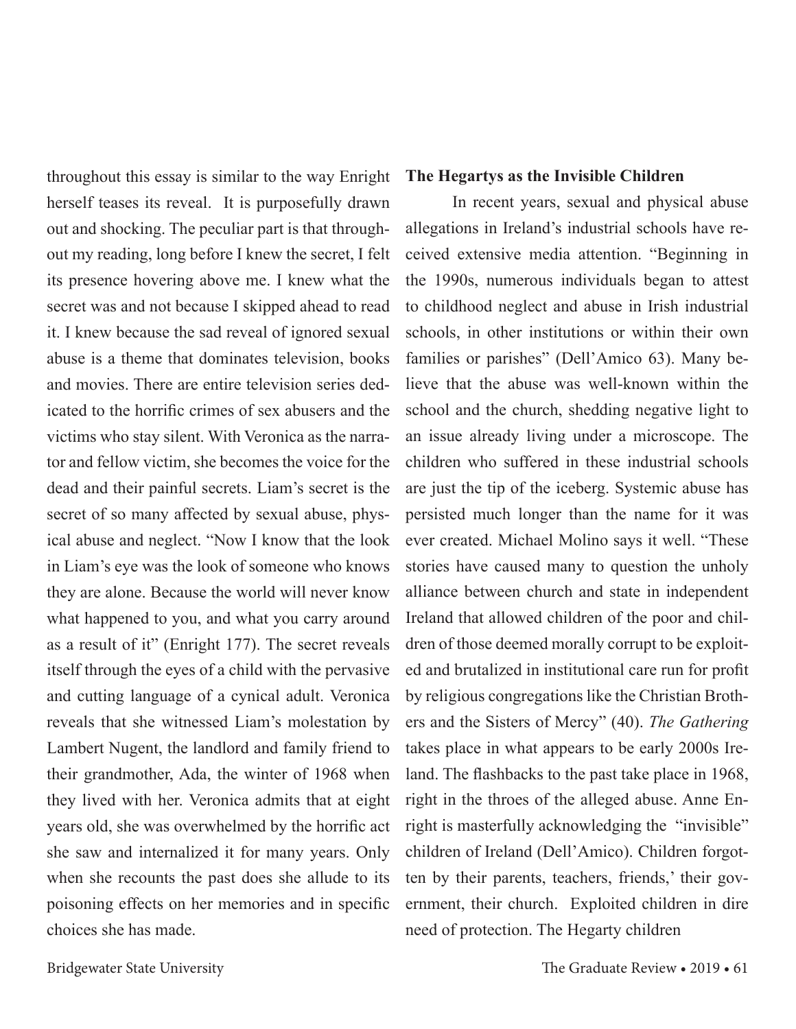throughout this essay is similar to the way Enright herself teases its reveal. It is purposefully drawn out and shocking. The peculiar part is that throughout my reading, long before I knew the secret, I felt its presence hovering above me. I knew what the secret was and not because I skipped ahead to read it. I knew because the sad reveal of ignored sexual abuse is a theme that dominates television, books and movies. There are entire television series dedicated to the horrific crimes of sex abusers and the victims who stay silent. With Veronica as the narrator and fellow victim, she becomes the voice for the dead and their painful secrets. Liam's secret is the secret of so many affected by sexual abuse, physical abuse and neglect. "Now I know that the look in Liam's eye was the look of someone who knows they are alone. Because the world will never know what happened to you, and what you carry around as a result of it" (Enright 177). The secret reveals itself through the eyes of a child with the pervasive and cutting language of a cynical adult. Veronica reveals that she witnessed Liam's molestation by Lambert Nugent, the landlord and family friend to their grandmother, Ada, the winter of 1968 when they lived with her. Veronica admits that at eight years old, she was overwhelmed by the horrific act she saw and internalized it for many years. Only when she recounts the past does she allude to its poisoning effects on her memories and in specific choices she has made.

**The Hegartys as the Invisible Children**

In recent years, sexual and physical abuse allegations in Ireland's industrial schools have received extensive media attention. "Beginning in the 1990s, numerous individuals began to attest to childhood neglect and abuse in Irish industrial schools, in other institutions or within their own families or parishes" (Dell'Amico 63). Many believe that the abuse was well-known within the school and the church, shedding negative light to an issue already living under a microscope. The children who suffered in these industrial schools are just the tip of the iceberg. Systemic abuse has persisted much longer than the name for it was ever created. Michael Molino says it well. "These stories have caused many to question the unholy alliance between church and state in independent Ireland that allowed children of the poor and children of those deemed morally corrupt to be exploited and brutalized in institutional care run for profit by religious congregations like the Christian Brothers and the Sisters of Mercy" (40). *The Gathering* takes place in what appears to be early 2000s Ireland. The flashbacks to the past take place in 1968, right in the throes of the alleged abuse. Anne Enright is masterfully acknowledging the "invisible" children of Ireland (Dell'Amico). Children forgotten by their parents, teachers, friends,' their government, their church. Exploited children in dire need of protection. The Hegarty children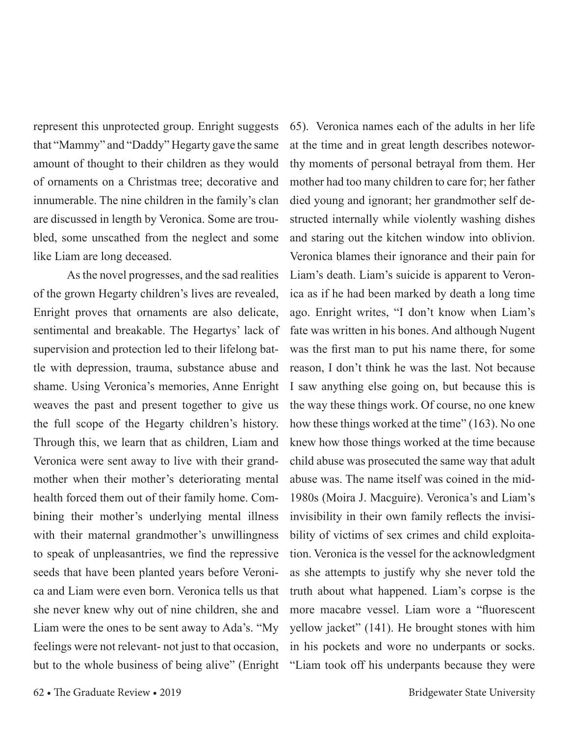represent this unprotected group. Enright suggests that "Mammy" and "Daddy" Hegarty gave the same amount of thought to their children as they would of ornaments on a Christmas tree; decorative and innumerable. The nine children in the family's clan are discussed in length by Veronica. Some are troubled, some unscathed from the neglect and some like Liam are long deceased.

As the novel progresses, and the sad realities of the grown Hegarty children's lives are revealed, Enright proves that ornaments are also delicate, sentimental and breakable. The Hegartys' lack of supervision and protection led to their lifelong battle with depression, trauma, substance abuse and shame. Using Veronica's memories, Anne Enright weaves the past and present together to give us the full scope of the Hegarty children's history. Through this, we learn that as children, Liam and Veronica were sent away to live with their grandmother when their mother's deteriorating mental health forced them out of their family home. Combining their mother's underlying mental illness with their maternal grandmother's unwillingness to speak of unpleasantries, we find the repressive seeds that have been planted years before Veronica and Liam were even born. Veronica tells us that she never knew why out of nine children, she and Liam were the ones to be sent away to Ada's. "My feelings were not relevant- not just to that occasion, but to the whole business of being alive" (Enright 65). Veronica names each of the adults in her life at the time and in great length describes noteworthy moments of personal betrayal from them. Her mother had too many children to care for; her father died young and ignorant; her grandmother self destructed internally while violently washing dishes and staring out the kitchen window into oblivion. Veronica blames their ignorance and their pain for Liam's death. Liam's suicide is apparent to Veronica as if he had been marked by death a long time ago. Enright writes, "I don't know when Liam's fate was written in his bones. And although Nugent was the first man to put his name there, for some reason, I don't think he was the last. Not because I saw anything else going on, but because this is the way these things work. Of course, no one knew how these things worked at the time" (163). No one knew how those things worked at the time because child abuse was prosecuted the same way that adult abuse was. The name itself was coined in the mid-1980s (Moira J. Macguire). Veronica's and Liam's invisibility in their own family reflects the invisibility of victims of sex crimes and child exploitation. Veronica is the vessel for the acknowledgment as she attempts to justify why she never told the truth about what happened. Liam's corpse is the more macabre vessel. Liam wore a "fluorescent yellow jacket" (141). He brought stones with him in his pockets and wore no underpants or socks. "Liam took off his underpants because they were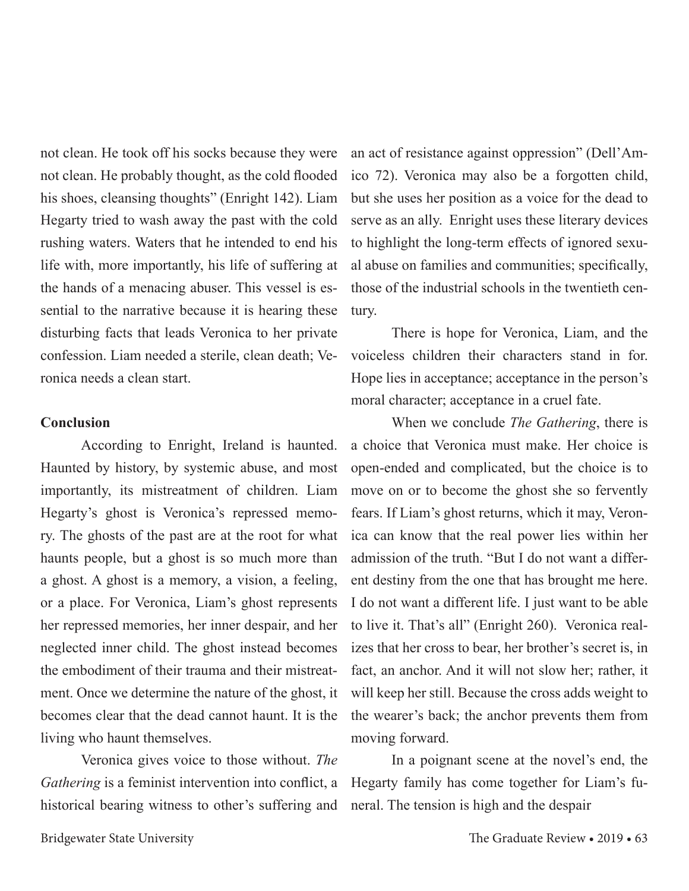not clean. He took off his socks because they were not clean. He probably thought, as the cold flooded his shoes, cleansing thoughts" (Enright 142). Liam Hegarty tried to wash away the past with the cold rushing waters. Waters that he intended to end his life with, more importantly, his life of suffering at the hands of a menacing abuser. This vessel is essential to the narrative because it is hearing these disturbing facts that leads Veronica to her private confession. Liam needed a sterile, clean death; Veronica needs a clean start.

**Conclusion**

According to Enright, Ireland is haunted. Haunted by history, by systemic abuse, and most importantly, its mistreatment of children. Liam Hegarty's ghost is Veronica's repressed memory. The ghosts of the past are at the root for what haunts people, but a ghost is so much more than a ghost. A ghost is a memory, a vision, a feeling, or a place. For Veronica, Liam's ghost represents her repressed memories, her inner despair, and her neglected inner child. The ghost instead becomes the embodiment of their trauma and their mistreatment. Once we determine the nature of the ghost, it becomes clear that the dead cannot haunt. It is the living who haunt themselves.

Veronica gives voice to those without. *The Gathering* is a feminist intervention into conflict, a historical bearing witness to other's suffering and an act of resistance against oppression" (Dell'Amico 72). Veronica may also be a forgotten child, but she uses her position as a voice for the dead to serve as an ally. Enright uses these literary devices to highlight the long-term effects of ignored sexual abuse on families and communities; specifically, those of the industrial schools in the twentieth century.

There is hope for Veronica, Liam, and the voiceless children their characters stand in for. Hope lies in acceptance; acceptance in the person's moral character; acceptance in a cruel fate.

When we conclude *The Gathering*, there is a choice that Veronica must make. Her choice is open-ended and complicated, but the choice is to move on or to become the ghost she so fervently fears. If Liam's ghost returns, which it may, Veronica can know that the real power lies within her admission of the truth. "But I do not want a different destiny from the one that has brought me here. I do not want a different life. I just want to be able to live it. That's all" (Enright 260). Veronica realizes that her cross to bear, her brother's secret is, in fact, an anchor. And it will not slow her; rather, it will keep her still. Because the cross adds weight to the wearer's back; the anchor prevents them from moving forward.

In a poignant scene at the novel's end, the Hegarty family has come together for Liam's funeral. The tension is high and the despair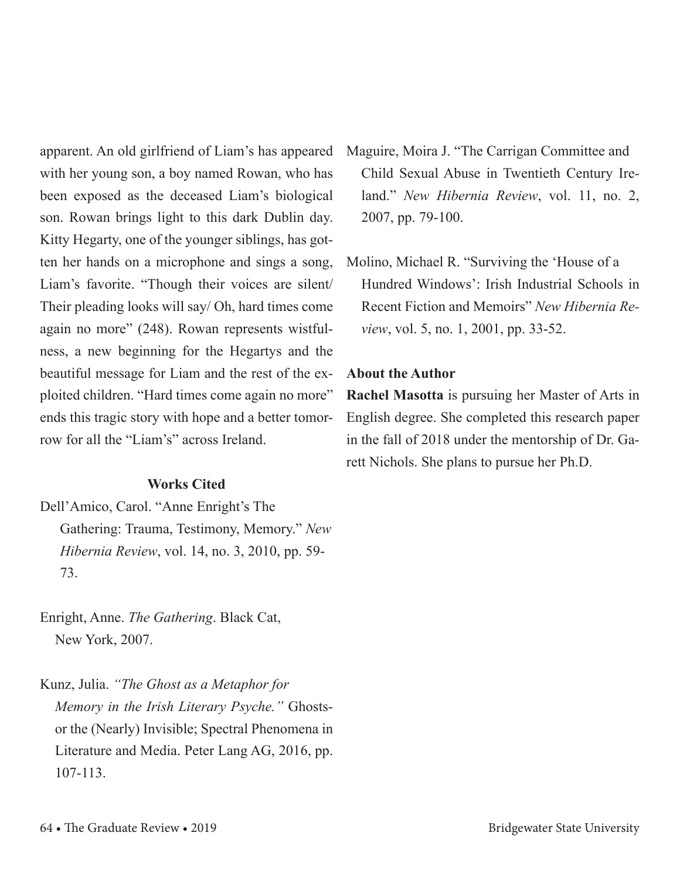apparent. An old girlfriend of Liam's has appeared with her young son, a boy named Rowan, who has been exposed as the deceased Liam's biological son. Rowan brings light to this dark Dublin day. Kitty Hegarty, one of the younger siblings, has gotten her hands on a microphone and sings a song, Liam's favorite. "Though their voices are silent/ Their pleading looks will say/ Oh, hard times come again no more" (248). Rowan represents wistfulness, a new beginning for the Hegartys and the beautiful message for Liam and the rest of the exploited children. "Hard times come again no more" ends this tragic story with hope and a better tomorrow for all the "Liam's" across Ireland.

## Works Cited

Dell'Amico, Carol. "Anne Enright's The Gathering: Trauma, Testimony, Memory." *New Hibernia Review*, vol. 14, no. 3, 2010, pp. 59-73.

Enright, Anne. *The Gathering*. Black Cat, New York, 2007.

Kunz, Julia. *"The Ghost as a Metaphor for Memory in the Irish Literary Psyche."* Ghosts-or the (Nearly) Invisible; Spectral Phenomena in Literature and Media. Peter Lang AG, 2016, pp. 107-113.

Maguire, Moira J. "The Carrigan Committee and Child Sexual Abuse in Twentieth Century Ireland." *New Hibernia Review*, vol. 11, no. 2, 2007, pp. 79-100.

Molino, Michael R. "Surviving the 'House of a Hundred Windows': Irish Industrial Schools in Recent Fiction and Memoirs" *New Hibernia Review*, vol. 5, no. 1, 2001, pp. 33-52.

### About the Author

**Rachel Masotta** is pursuing her Master of Arts in English degree. She completed this research paper in the fall of 2018 under the mentorship of Dr. Garett Nichols. She plans to pursue her Ph.D.